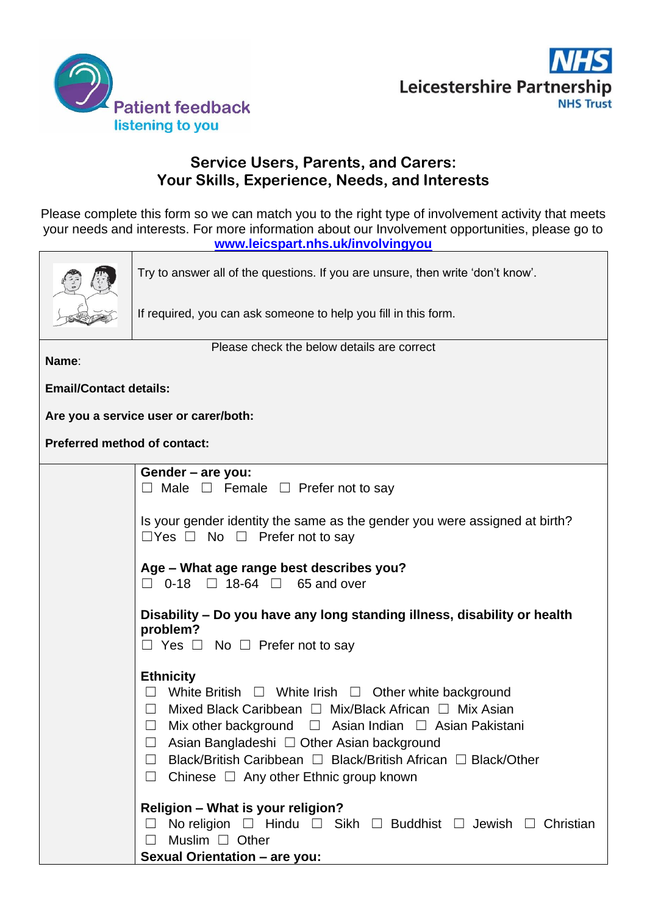Patient feedback
listening to you

NHS
Leicestershire Partnership
NHS Trust

## Service Users, Parents, and Carers:
## Your Skills, Experience, Needs, and Interests

Please complete this form so we can match you to the right type of involvement activity that meets your needs and interests. For more information about our Involvement opportunities, please go to **www.leicspart.nhs.uk/involvingyou**

Try to answer all of the questions. If you are unsure, then write 'don't know'.

If required, you can ask someone to help you fill in this form.

Please check the below details are correct

**Name**:

**Email/Contact details:**

**Are you a service user or carer/both:**

**Preferred method of contact:**

**Gender – are you:**
☐ Male ☐ Female ☐ Prefer not to say

Is your gender identity the same as the gender you were assigned at birth?
☐Yes ☐ No ☐ Prefer not to say

**Age – What age range best describes you?**
☐ 0-18 ☐ 18-64 ☐ 65 and over

**Disability – Do you have any long standing illness, disability or health problem?**
☐ Yes ☐ No ☐ Prefer not to say

**Ethnicity**
☐ White British ☐ White Irish ☐ Other white background
☐ Mixed Black Caribbean ☐ Mix/Black African ☐ Mix Asian
☐ Mix other background ☐ Asian Indian ☐ Asian Pakistani
☐ Asian Bangladeshi ☐ Other Asian background
☐ Black/British Caribbean ☐ Black/British African ☐ Black/Other
☐ Chinese ☐ Any other Ethnic group known

**Religion – What is your religion?**
☐ No religion ☐ Hindu ☐ Sikh ☐ Buddhist ☐ Jewish ☐ Christian
☐ Muslim ☐ Other

**Sexual Orientation – are you:**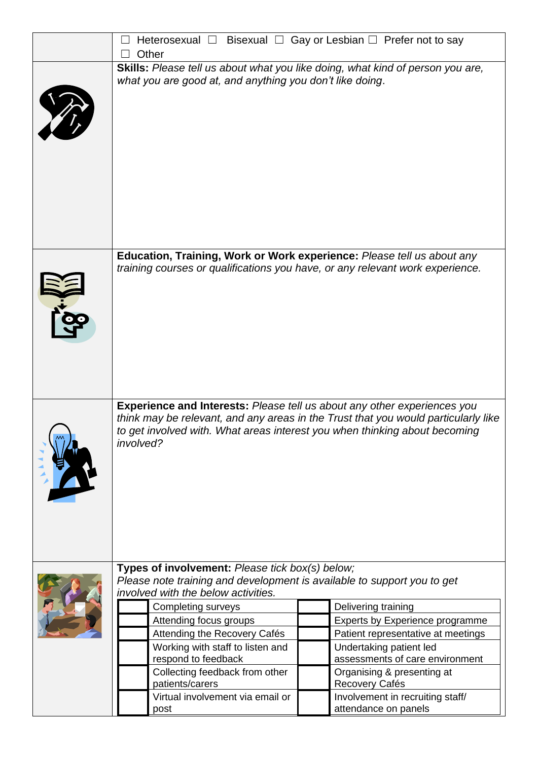☐ Heterosexual ☐ Bisexual ☐ Gay or Lesbian ☐ Prefer not to say
☐ Other

**Skills:** *Please tell us about what you like doing, what kind of person you are, what you are good at, and anything you don't like doing*.

**Education, Training, Work or Work experience:** *Please tell us about any training courses or qualifications you have, or any relevant work experience.*

**Experience and Interests:** *Please tell us about any other experiences you think may be relevant, and any areas in the Trust that you would particularly like to get involved with. What areas interest you when thinking about becoming involved?*

**Types of involvement:** *Please tick box(s) below;*
*Please note training and development is available to support you to get involved with the below activities.*

| | | | |
|---|---|---|---|
| | Completing surveys | | Delivering training |
| | Attending focus groups | | Experts by Experience programme |
| | Attending the Recovery Cafés | | Patient representative at meetings |
| | Working with staff to listen and respond to feedback | | Undertaking patient led assessments of care environment |
| | Collecting feedback from other patients/carers | | Organising & presenting at Recovery Cafés |
| | Virtual involvement via email or post | | Involvement in recruiting staff/ attendance on panels |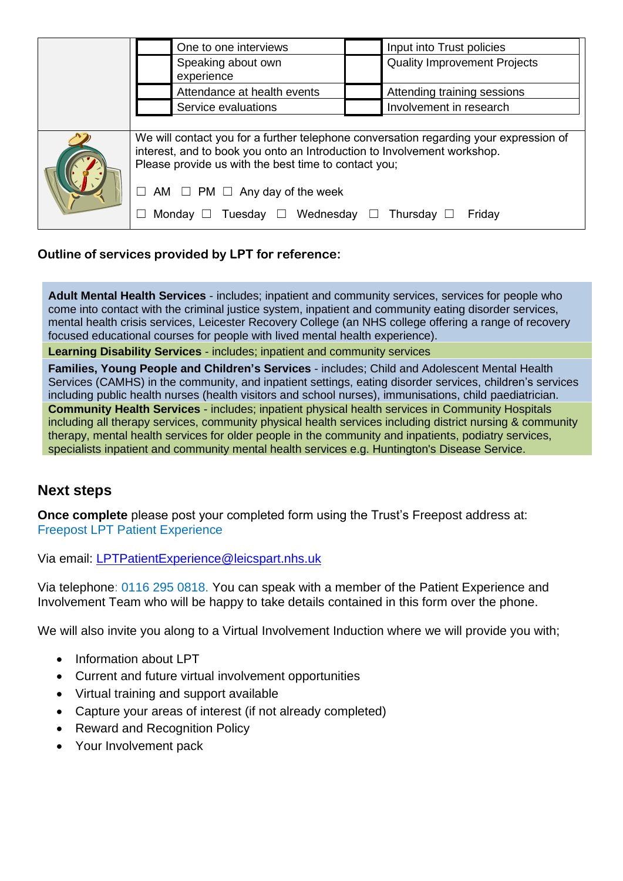| | | | | |
|---|---|---|---|---|
| | ☐ | One to one interviews | ☐ | Input into Trust policies |
| | ☐ | Speaking about own experience | ☐ | Quality Improvement Projects |
| | ☐ | Attendance at health events | ☐ | Attending training sessions |
| | ☐ | Service evaluations | ☐ | Involvement in research |

We will contact you for a further telephone conversation regarding your expression of interest, and to book you onto an Introduction to Involvement workshop.
Please provide us with the best time to contact you;

☐ AM ☐ PM ☐ Any day of the week

☐ Monday ☐ Tuesday ☐ Wednesday ☐ Thursday ☐ Friday

**Outline of services provided by LPT for reference:**

**Adult Mental Health Services** - includes; inpatient and community services, services for people who come into contact with the criminal justice system, inpatient and community eating disorder services, mental health crisis services, Leicester Recovery College (an NHS college offering a range of recovery focused educational courses for people with lived mental health experience).

**Learning Disability Services** - includes; inpatient and community services

**Families, Young People and Children's Services** - includes; Child and Adolescent Mental Health Services (CAMHS) in the community, and inpatient settings, eating disorder services, children's services including public health nurses (health visitors and school nurses), immunisations, child paediatrician.

**Community Health Services** - includes; inpatient physical health services in Community Hospitals including all therapy services, community physical health services including district nursing & community therapy, mental health services for older people in the community and inpatients, podiatry services, specialists inpatient and community mental health services e.g. Huntington's Disease Service.

## Next steps

**Once complete** please post your completed form using the Trust's Freepost address at: Freepost LPT Patient Experience

Via email: LPTPatientExperience@leicspart.nhs.uk

Via telephone: 0116 295 0818. You can speak with a member of the Patient Experience and Involvement Team who will be happy to take details contained in this form over the phone.

We will also invite you along to a Virtual Involvement Induction where we will provide you with;

- Information about LPT
- Current and future virtual involvement opportunities
- Virtual training and support available
- Capture your areas of interest (if not already completed)
- Reward and Recognition Policy
- Your Involvement pack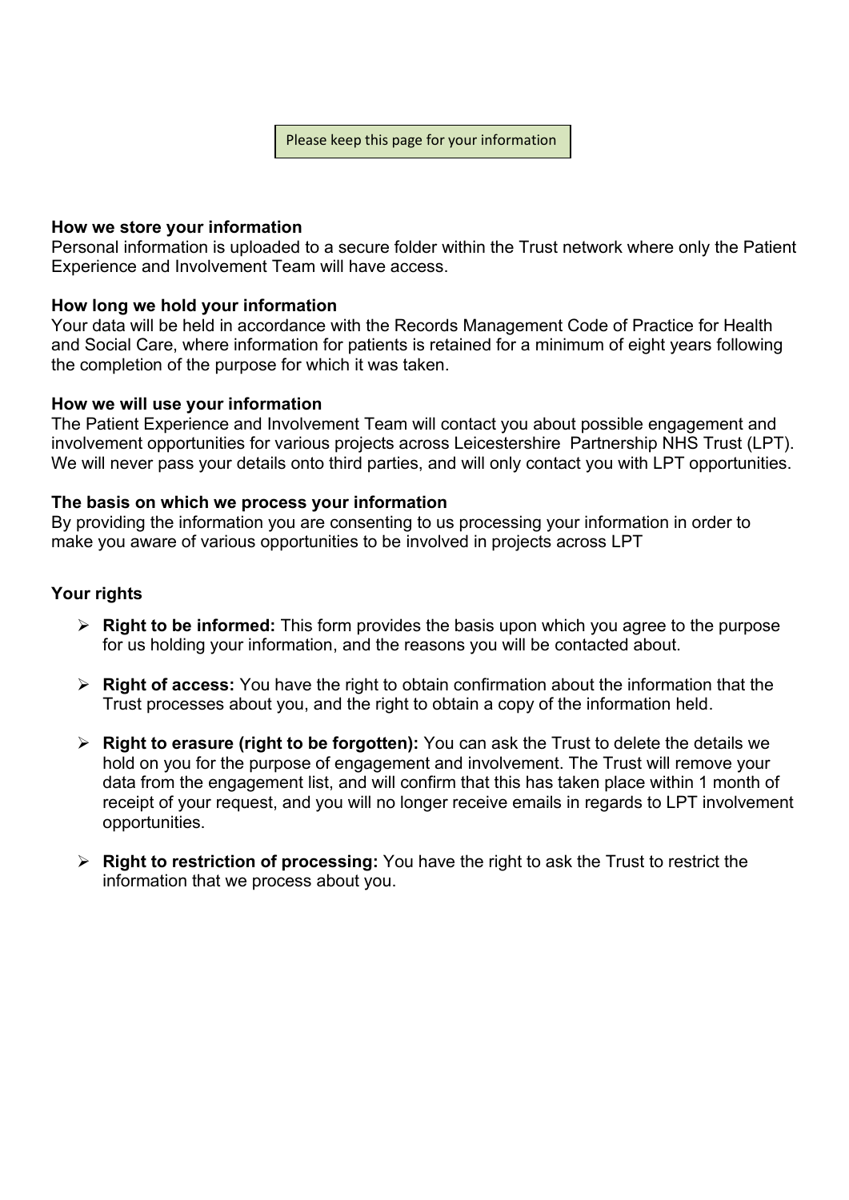Please keep this page for your information

**How we store your information**
Personal information is uploaded to a secure folder within the Trust network where only the Patient Experience and Involvement Team will have access.

**How long we hold your information**
Your data will be held in accordance with the Records Management Code of Practice for Health and Social Care, where information for patients is retained for a minimum of eight years following the completion of the purpose for which it was taken.

**How we will use your information**
The Patient Experience and Involvement Team will contact you about possible engagement and involvement opportunities for various projects across Leicestershire Partnership NHS Trust (LPT). We will never pass your details onto third parties, and will only contact you with LPT opportunities.

**The basis on which we process your information**
By providing the information you are consenting to us processing your information in order to make you aware of various opportunities to be involved in projects across LPT

**Your rights**

- **Right to be informed:** This form provides the basis upon which you agree to the purpose for us holding your information, and the reasons you will be contacted about.
- **Right of access:** You have the right to obtain confirmation about the information that the Trust processes about you, and the right to obtain a copy of the information held.
- **Right to erasure (right to be forgotten):** You can ask the Trust to delete the details we hold on you for the purpose of engagement and involvement. The Trust will remove your data from the engagement list, and will confirm that this has taken place within 1 month of receipt of your request, and you will no longer receive emails in regards to LPT involvement opportunities.
- **Right to restriction of processing:** You have the right to ask the Trust to restrict the information that we process about you.